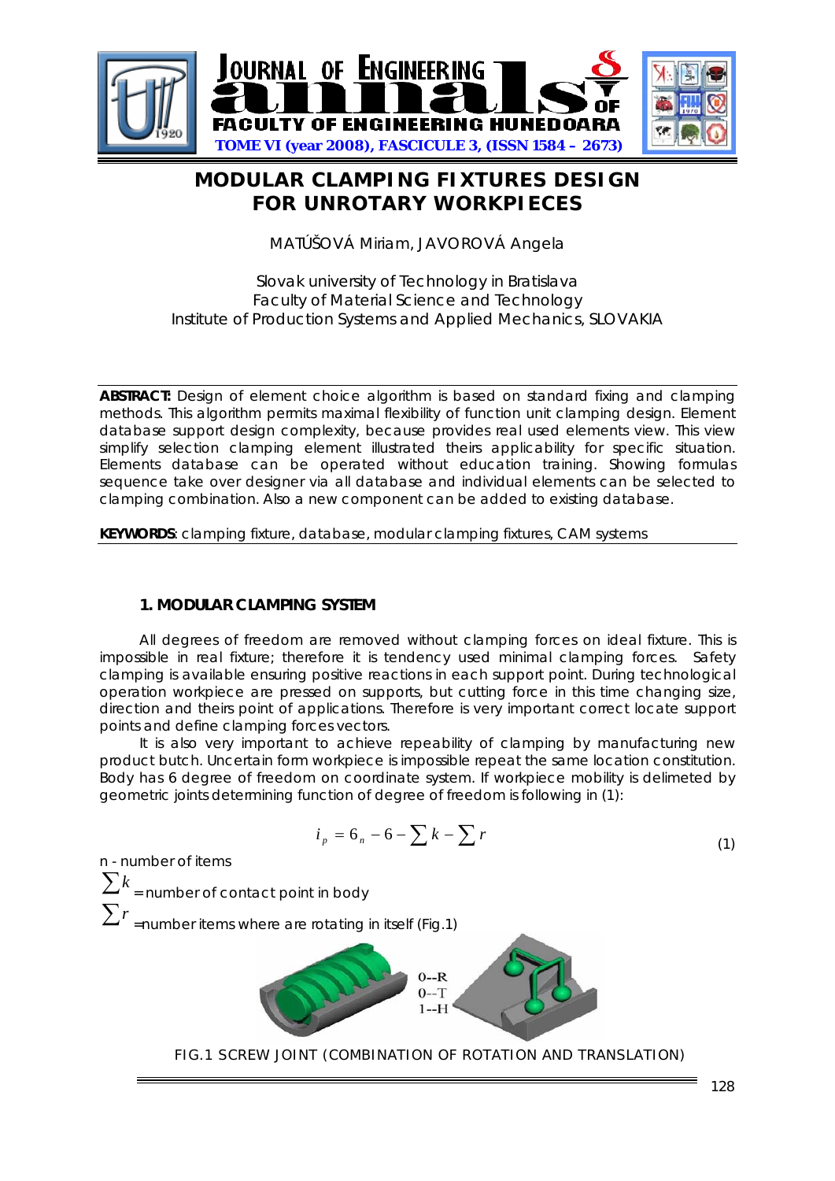# MODULAR CLAMPING FIXTURES DESIGN FOR UNROTARY WORKPIECES

MATÚŠOVÁ Miriam, JAVOROVÁ Angela

Slovak university of Technology in Bratislava
Faculty of Material Science and Technology
Institute of Production Systems and Applied Mechanics, SLOVAKIA

**ABSTRACT:** Design of element choice algorithm is based on standard fixing and clamping methods. This algorithm permits maximal flexibility of function unit clamping design. Element database support design complexity, because provides real used elements view. This view simplify selection clamping element illustrated theirs applicability for specific situation. Elements database can be operated without education training. Showing formulas sequence take over designer via all database and individual elements can be selected to clamping combination. Also a new component can be added to existing database.

**KEYWORDS**: clamping fixture, database, modular clamping fixtures, CAM systems

## 1. MODULAR CLAMPING SYSTEM

All degrees of freedom are removed without clamping forces on ideal fixture. This is impossible in real fixture; therefore it is tendency used minimal clamping forces. Safety clamping is available ensuring positive reactions in each support point. During technological operation workpiece are pressed on supports, but cutting force in this time changing size, direction and theirs point of applications. Therefore is very important correct locate support points and define clamping forces vectors.

It is also very important to achieve repeability of clamping by manufacturing new product butch. Uncertain form workpiece is impossible repeat the same location constitution. Body has 6 degree of freedom on coordinate system. If workpiece mobility is delimeted by geometric joints determining function of degree of freedom is following in (1):

$$i_p = 6_n - 6 - \sum k - \sum r \tag{1}$$

n - number of items

$\sum k$ = number of contact point in body

$\sum r$ =number items where are rotating in itself (Fig.1)

0--R
0--T
1--H

FIG.1 SCREW JOINT (COMBINATION OF ROTATION AND TRANSLATION)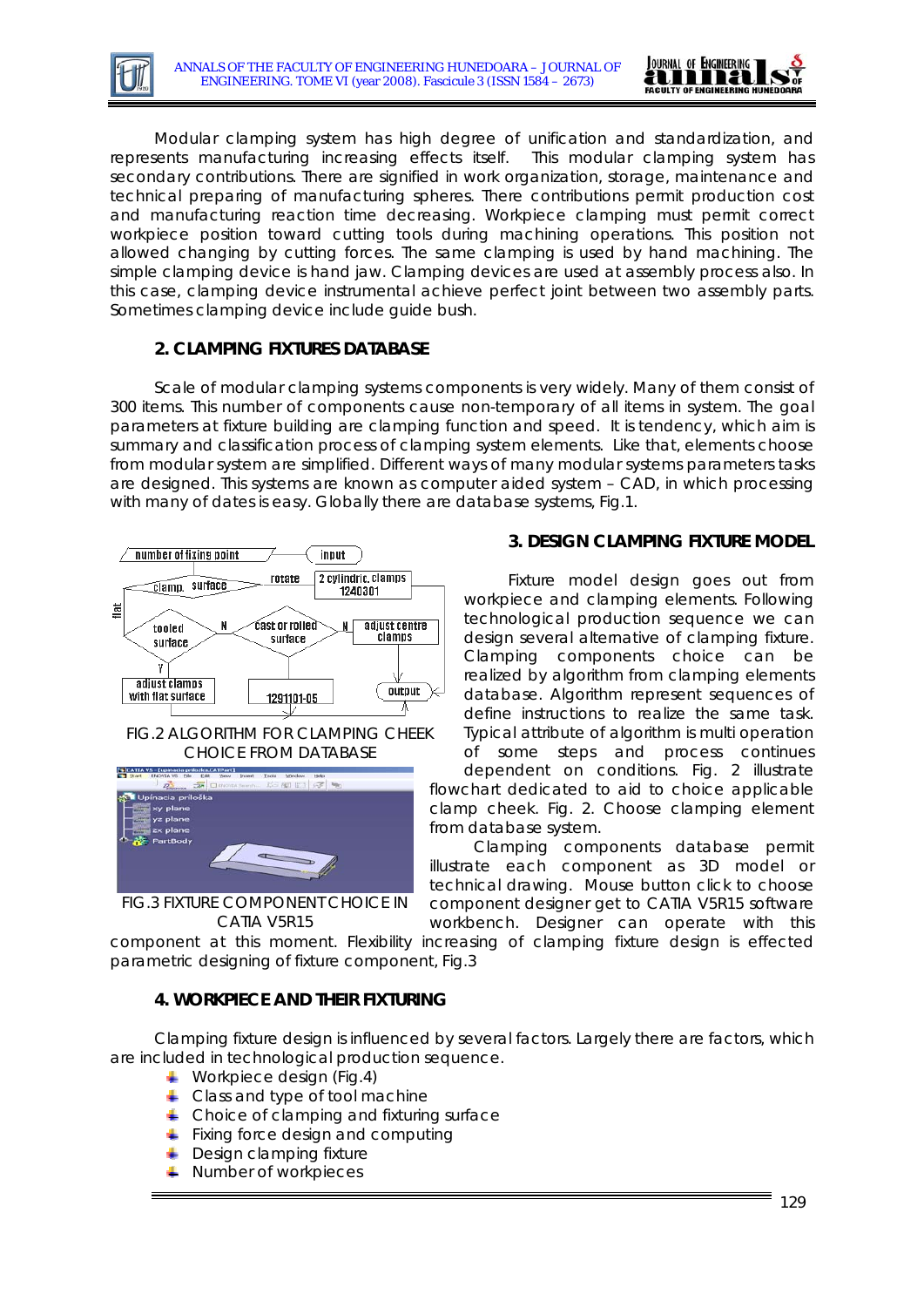Modular clamping system has high degree of unification and standardization, and represents manufacturing increasing effects itself. This modular clamping system has secondary contributions. There are signified in work organization, storage, maintenance and technical preparing of manufacturing spheres. There contributions permit production cost and manufacturing reaction time decreasing. Workpiece clamping must permit correct workpiece position toward cutting tools during machining operations. This position not allowed changing by cutting forces. The same clamping is used by hand machining. The simple clamping device is hand jaw. Clamping devices are used at assembly process also. In this case, clamping device instrumental achieve perfect joint between two assembly parts. Sometimes clamping device include guide bush.

## 2. CLAMPING FIXTURES DATABASE

Scale of modular clamping systems components is very widely. Many of them consist of 300 items. This number of components cause non-temporary of all items in system. The goal parameters at fixture building are clamping function and speed. It is tendency, which aim is summary and classification process of clamping system elements. Like that, elements choose from modular system are simplified. Different ways of many modular systems parameters tasks are designed. This systems are known as computer aided system – CAD, in which processing with many of dates is easy. Globally there are database systems, Fig.1.

FIG.2 ALGORITHM FOR CLAMPING CHEEK CHOICE FROM DATABASE

FIG.3 FIXTURE COMPONENT CHOICE IN CATIA V5R15

## 3. DESIGN CLAMPING FIXTURE MODEL

Fixture model design goes out from workpiece and clamping elements. Following technological production sequence we can design several alternative of clamping fixture. Clamping components choice can be realized by algorithm from clamping elements database. Algorithm represent sequences of define instructions to realize the same task. Typical attribute of algorithm is multi operation of some steps and process continues dependent on conditions. Fig. 2 illustrate flowchart dedicated to aid to choice applicable clamp cheek. Fig. 2. Choose clamping element from database system.

Clamping components database permit illustrate each component as 3D model or technical drawing. Mouse button click to choose component designer get to CATIA V5R15 software workbench. Designer can operate with this component at this moment. Flexibility increasing of clamping fixture design is effected parametric designing of fixture component, Fig.3

## 4. WORKPIECE AND THEIR FIXTURING

Clamping fixture design is influenced by several factors. Largely there are factors, which are included in technological production sequence.

- Workpiece design (Fig.4)
- Class and type of tool machine
- Choice of clamping and fixturing surface
- Fixing force design and computing
- Design clamping fixture
- Number of workpieces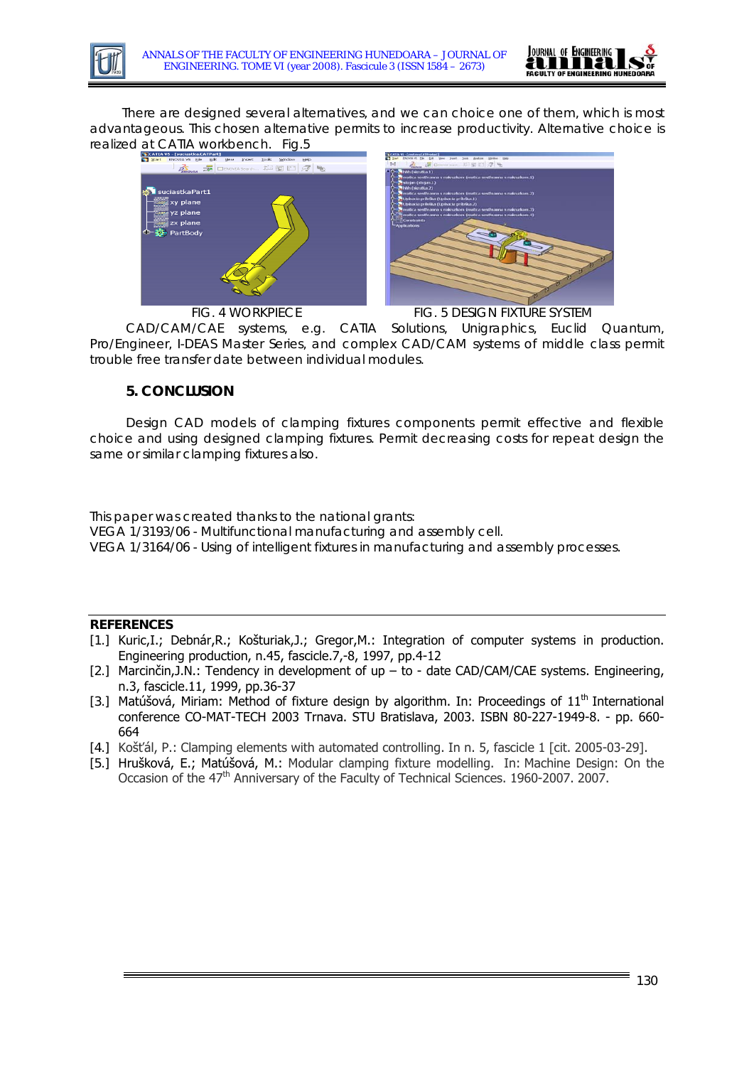There are designed several alternatives, and we can choice one of them, which is most advantageous. This chosen alternative permits to increase productivity. Alternative choice is realized at CATIA workbench. Fig.5

FIG. 4 WORKPIECE

FIG. 5 DESIGN FIXTURE SYSTEM

CAD/CAM/CAE systems, e.g. CATIA Solutions, Unigraphics, Euclid Quantum, Pro/Engineer, I-DEAS Master Series, and complex CAD/CAM systems of middle class permit trouble free transfer date between individual modules.

## 5. CONCLUSION

Design CAD models of clamping fixtures components permit effective and flexible choice and using designed clamping fixtures. Permit decreasing costs for repeat design the same or similar clamping fixtures also.

This paper was created thanks to the national grants:
VEGA 1/3193/06 - Multifunctional manufacturing and assembly cell.
VEGA 1/3164/06 - Using of intelligent fixtures in manufacturing and assembly processes.

## REFERENCES

[1.] Kuric,I.; Debnár,R.; Košturiak,J.; Gregor,M.: Integration of computer systems in production. Engineering production, n.45, fascicle.7,-8, 1997, pp.4-12

[2.] Marcinčin,J.N.: Tendency in development of up – to - date CAD/CAM/CAE systems. Engineering, n.3, fascicle.11, 1999, pp.36-37

[3.] Matúšová, Miriam: Method of fixture design by algorithm. In: Proceedings of 11th International conference CO-MAT-TECH 2003 Trnava. STU Bratislava, 2003. ISBN 80-227-1949-8. - pp. 660-664

[4.] Košťál, P.: Clamping elements with automated controlling. In n. 5, fascicle 1 [cit. 2005-03-29].

[5.] Hrušková, E.; Matúšová, M.: Modular clamping fixture modelling. In: Machine Design: On the Occasion of the 47th Anniversary of the Faculty of Technical Sciences. 1960-2007. 2007.